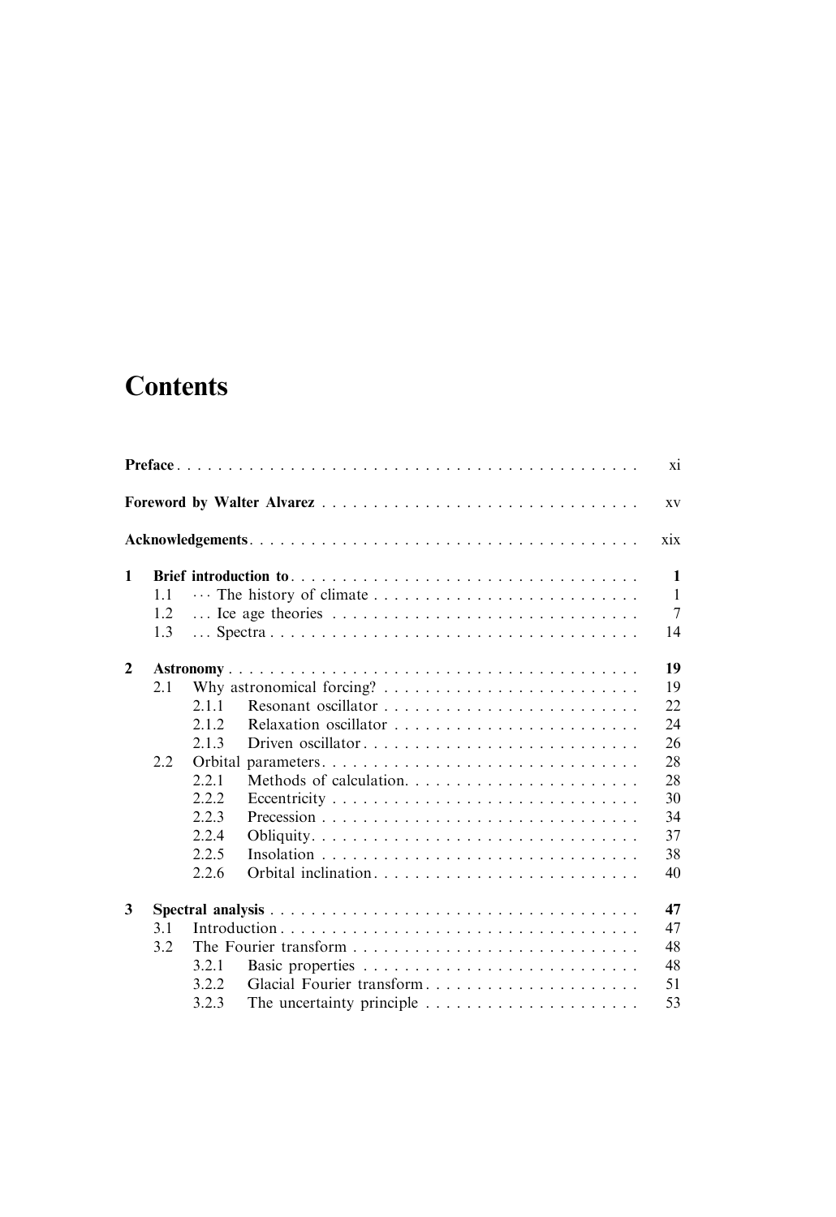# Contents

**Preface** . . . . . . . . . . . . . . . . . . . . . . . . . . . . . . . . . . . . . . . . . . . . . xi

**Foreword by Walter Alvarez** . . . . . . . . . . . . . . . . . . . . . . . . . . . . . . . xv

**Acknowledgements** . . . . . . . . . . . . . . . . . . . . . . . . . . . . . . . . . . . . . . xix

**1 Brief introduction to** . . . . . . . . . . . . . . . . . . . . . . . . . . . . . . . . . . **1**

- 1.1 ⋯ The history of climate . . . . . . . . . . . . . . . . . . . . . . . . . . 1
- 1.2 … Ice age theories . . . . . . . . . . . . . . . . . . . . . . . . . . . . . . 7
- 1.3 … Spectra . . . . . . . . . . . . . . . . . . . . . . . . . . . . . . . . . . . . 14

**2 Astronomy** . . . . . . . . . . . . . . . . . . . . . . . . . . . . . . . . . . . . . . . . . **19**

- 2.1 Why astronomical forcing? . . . . . . . . . . . . . . . . . . . . . . . . . . 19
  - 2.1.1 Resonant oscillator . . . . . . . . . . . . . . . . . . . . . . . . . . 22
  - 2.1.2 Relaxation oscillator . . . . . . . . . . . . . . . . . . . . . . . . . 24
  - 2.1.3 Driven oscillator . . . . . . . . . . . . . . . . . . . . . . . . . . . 26
- 2.2 Orbital parameters . . . . . . . . . . . . . . . . . . . . . . . . . . . . . . . 28
  - 2.2.1 Methods of calculation . . . . . . . . . . . . . . . . . . . . . . . 28
  - 2.2.2 Eccentricity . . . . . . . . . . . . . . . . . . . . . . . . . . . . . . 30
  - 2.2.3 Precession . . . . . . . . . . . . . . . . . . . . . . . . . . . . . . . 34
  - 2.2.4 Obliquity . . . . . . . . . . . . . . . . . . . . . . . . . . . . . . . . 37
  - 2.2.5 Insolation . . . . . . . . . . . . . . . . . . . . . . . . . . . . . . . 38
  - 2.2.6 Orbital inclination . . . . . . . . . . . . . . . . . . . . . . . . . . 40

**3 Spectral analysis** . . . . . . . . . . . . . . . . . . . . . . . . . . . . . . . . . . . . **47**

- 3.1 Introduction . . . . . . . . . . . . . . . . . . . . . . . . . . . . . . . . . . . . 47
- 3.2 The Fourier transform . . . . . . . . . . . . . . . . . . . . . . . . . . . . 48
  - 3.2.1 Basic properties . . . . . . . . . . . . . . . . . . . . . . . . . . . . 48
  - 3.2.2 Glacial Fourier transform . . . . . . . . . . . . . . . . . . . . . 51
  - 3.2.3 The uncertainty principle . . . . . . . . . . . . . . . . . . . . . . 53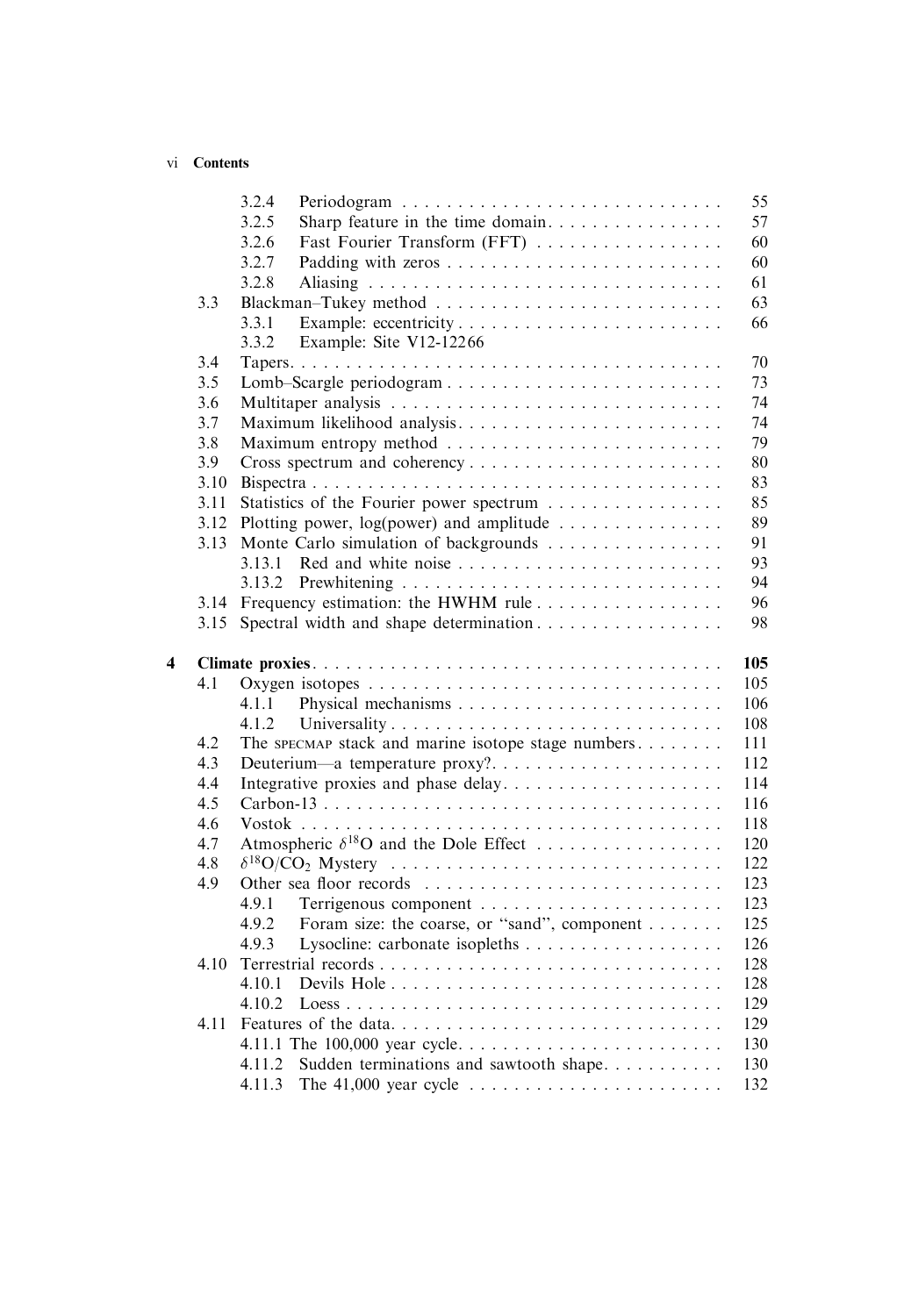| | | | |
|---|---|---|---|
| | 3.2.4 | Periodogram | 55 |
| | 3.2.5 | Sharp feature in the time domain | 57 |
| | 3.2.6 | Fast Fourier Transform (FFT) | 60 |
| | 3.2.7 | Padding with zeros | 60 |
| | 3.2.8 | Aliasing | 61 |
| 3.3 | | Blackman–Tukey method | 63 |
| | 3.3.1 | Example: eccentricity | 66 |
| | 3.3.2 | Example: Site V12-122 66 | |
| 3.4 | | Tapers | 70 |
| 3.5 | | Lomb–Scargle periodogram | 73 |
| 3.6 | | Multitaper analysis | 74 |
| 3.7 | | Maximum likelihood analysis | 74 |
| 3.8 | | Maximum entropy method | 79 |
| 3.9 | | Cross spectrum and coherency | 80 |
| 3.10 | | Bispectra | 83 |
| 3.11 | | Statistics of the Fourier power spectrum | 85 |
| 3.12 | | Plotting power, log(power) and amplitude | 89 |
| 3.13 | | Monte Carlo simulation of backgrounds | 91 |
| | 3.13.1 | Red and white noise | 93 |
| | 3.13.2 | Prewhitening | 94 |
| 3.14 | | Frequency estimation: the HWHM rule | 96 |
| 3.15 | | Spectral width and shape determination | 98 |

| | | | |
|---|---|---|---|
| **4** | | **Climate proxies** | **105** |
| 4.1 | | Oxygen isotopes | 105 |
| | 4.1.1 | Physical mechanisms | 106 |
| | 4.1.2 | Universality | 108 |
| 4.2 | | The SPECMAP stack and marine isotope stage numbers | 111 |
| 4.3 | | Deuterium—a temperature proxy? | 112 |
| 4.4 | | Integrative proxies and phase delay | 114 |
| 4.5 | | Carbon-13 | 116 |
| 4.6 | | Vostok | 118 |
| 4.7 | | Atmospheric $\delta^{18}$O and the Dole Effect | 120 |
| 4.8 | | $\delta^{18}O/CO_2$ Mystery | 122 |
| 4.9 | | Other sea floor records | 123 |
| | 4.9.1 | Terrigenous component | 123 |
| | 4.9.2 | Foram size: the coarse, or "sand", component | 125 |
| | 4.9.3 | Lysocline: carbonate isopleths | 126 |
| 4.10 | | Terrestrial records | 128 |
| | 4.10.1 | Devils Hole | 128 |
| | 4.10.2 | Loess | 129 |
| 4.11 | | Features of the data | 129 |
| | 4.11.1 | The 100,000 year cycle | 130 |
| | 4.11.2 | Sudden terminations and sawtooth shape | 130 |
| | 4.11.3 | The 41,000 year cycle | 132 |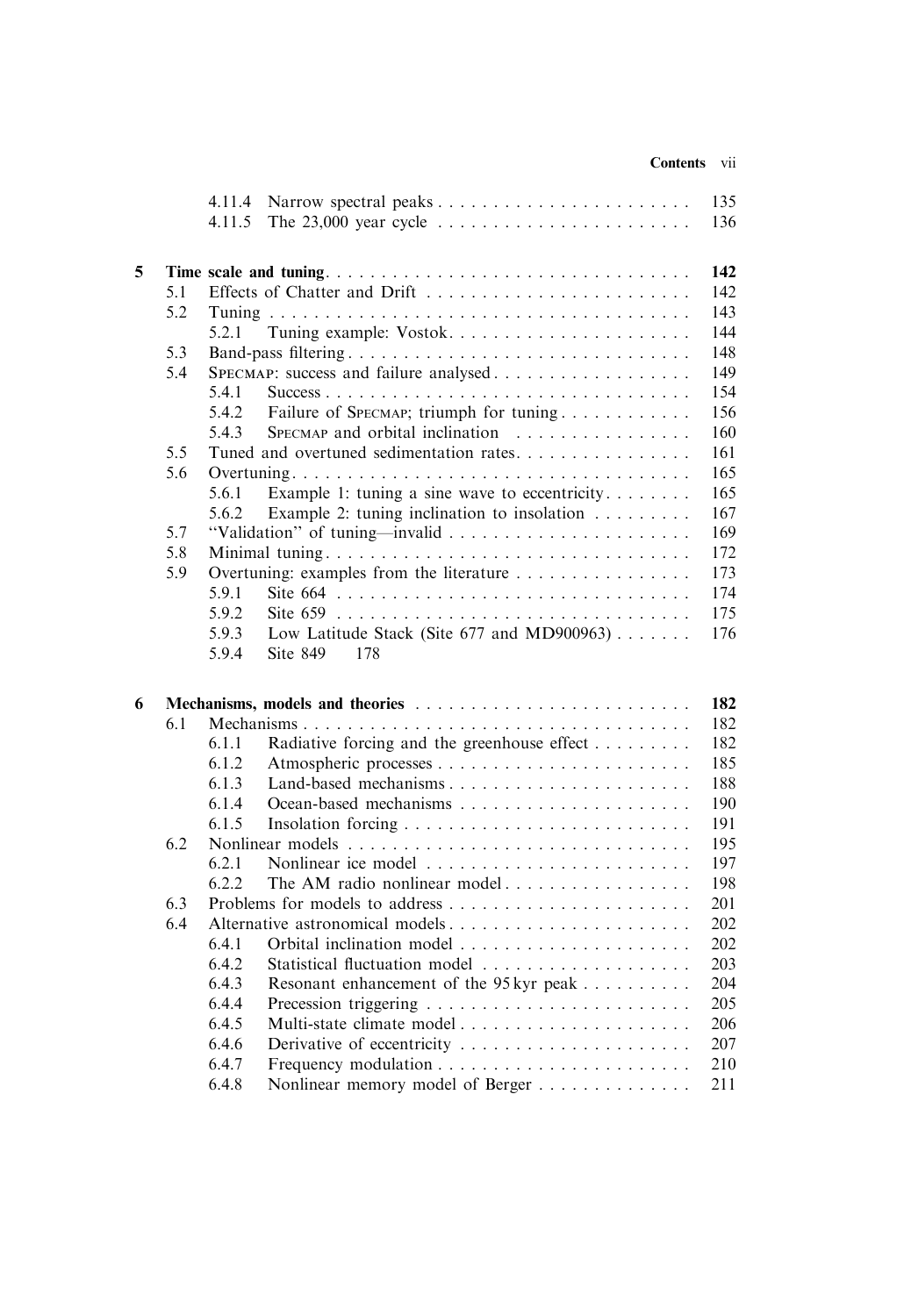4.11.4 Narrow spectral peaks . . . . . . . . . . . . . . . . . . . . . . . 135
4.11.5 The 23,000 year cycle . . . . . . . . . . . . . . . . . . . . . . . 136

**5 Time scale and tuning. . . . . . . . . . . . . . . . . . . . . . . . . . . . . . . . . 142**

5.1 Effects of Chatter and Drift . . . . . . . . . . . . . . . . . . . . . . . . . 142
5.2 Tuning . . . . . . . . . . . . . . . . . . . . . . . . . . . . . . . . . . . . . . 143
5.2.1 Tuning example: Vostok. . . . . . . . . . . . . . . . . . . . . . . 144
5.3 Band-pass filtering . . . . . . . . . . . . . . . . . . . . . . . . . . . . . . . 148
5.4 SPECMAP: success and failure analysed . . . . . . . . . . . . . . . . . . 149
5.4.1 Success . . . . . . . . . . . . . . . . . . . . . . . . . . . . . . . . . 154
5.4.2 Failure of SPECMAP; triumph for tuning . . . . . . . . . . . . 156
5.4.3 SPECMAP and orbital inclination . . . . . . . . . . . . . . . . 160
5.5 Tuned and overtuned sedimentation rates. . . . . . . . . . . . . . . . 161
5.6 Overtuning. . . . . . . . . . . . . . . . . . . . . . . . . . . . . . . . . . . . 165
5.6.1 Example 1: tuning a sine wave to eccentricity. . . . . . . . 165
5.6.2 Example 2: tuning inclination to insolation . . . . . . . . . 167
5.7 "Validation" of tuning—invalid . . . . . . . . . . . . . . . . . . . . . . 169
5.8 Minimal tuning. . . . . . . . . . . . . . . . . . . . . . . . . . . . . . . . . 172
5.9 Overtuning: examples from the literature . . . . . . . . . . . . . . . . 173
5.9.1 Site 664 . . . . . . . . . . . . . . . . . . . . . . . . . . . . . . . . 174
5.9.2 Site 659 . . . . . . . . . . . . . . . . . . . . . . . . . . . . . . . . 175
5.9.3 Low Latitude Stack (Site 677 and MD900963) . . . . . . . 176
5.9.4 Site 849 178

**6 Mechanisms, models and theories . . . . . . . . . . . . . . . . . . . . . . . . . 182**

6.1 Mechanisms . . . . . . . . . . . . . . . . . . . . . . . . . . . . . . . . . . . 182
6.1.1 Radiative forcing and the greenhouse effect . . . . . . . . . 182
6.1.2 Atmospheric processes . . . . . . . . . . . . . . . . . . . . . . . 185
6.1.3 Land-based mechanisms . . . . . . . . . . . . . . . . . . . . . . 188
6.1.4 Ocean-based mechanisms . . . . . . . . . . . . . . . . . . . . . 190
6.1.5 Insolation forcing . . . . . . . . . . . . . . . . . . . . . . . . . . 191
6.2 Nonlinear models . . . . . . . . . . . . . . . . . . . . . . . . . . . . . . . 195
6.2.1 Nonlinear ice model . . . . . . . . . . . . . . . . . . . . . . . . 197
6.2.2 The AM radio nonlinear model . . . . . . . . . . . . . . . . . 198
6.3 Problems for models to address . . . . . . . . . . . . . . . . . . . . . . 201
6.4 Alternative astronomical models . . . . . . . . . . . . . . . . . . . . . . 202
6.4.1 Orbital inclination model . . . . . . . . . . . . . . . . . . . . . 202
6.4.2 Statistical fluctuation model . . . . . . . . . . . . . . . . . . . 203
6.4.3 Resonant enhancement of the 95 kyr peak . . . . . . . . . . 204
6.4.4 Precession triggering . . . . . . . . . . . . . . . . . . . . . . . . 205
6.4.5 Multi-state climate model . . . . . . . . . . . . . . . . . . . . . 206
6.4.6 Derivative of eccentricity . . . . . . . . . . . . . . . . . . . . . 207
6.4.7 Frequency modulation . . . . . . . . . . . . . . . . . . . . . . . 210
6.4.8 Nonlinear memory model of Berger . . . . . . . . . . . . . . 211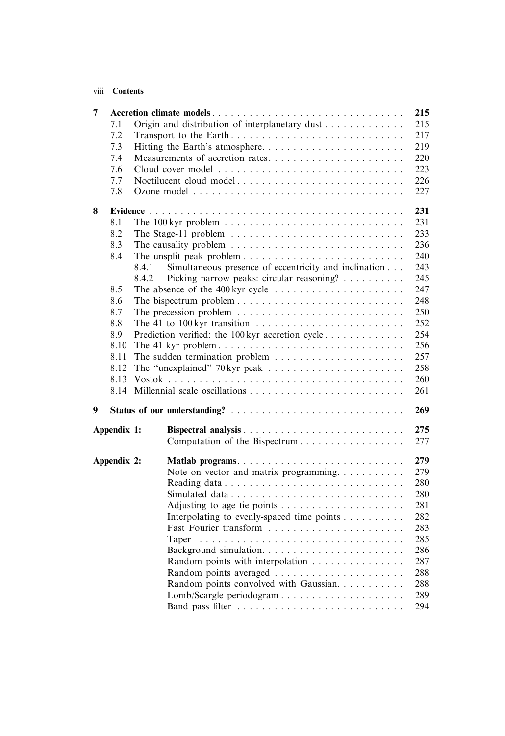| | | | |
|---|---|---|---|
| **7** | **Accretion climate models** | | **215** |
| | 7.1 | Origin and distribution of interplanetary dust | 215 |
| | 7.2 | Transport to the Earth | 217 |
| | 7.3 | Hitting the Earth's atmosphere | 219 |
| | 7.4 | Measurements of accretion rates | 220 |
| | 7.6 | Cloud cover model | 223 |
| | 7.7 | Noctilucent cloud model | 226 |
| | 7.8 | Ozone model | 227 |
| **8** | **Evidence** | | **231** |
| | 8.1 | The 100 kyr problem | 231 |
| | 8.2 | The Stage-11 problem | 233 |
| | 8.3 | The causality problem | 236 |
| | 8.4 | The unsplit peak problem | 240 |
| | | 8.4.1 Simultaneous presence of eccentricity and inclination | 243 |
| | | 8.4.2 Picking narrow peaks: circular reasoning? | 245 |
| | 8.5 | The absence of the 400 kyr cycle | 247 |
| | 8.6 | The bispectrum problem | 248 |
| | 8.7 | The precession problem | 250 |
| | 8.8 | The 41 to 100 kyr transition | 252 |
| | 8.9 | Prediction verified: the 100 kyr accretion cycle | 254 |
| | 8.10 | The 41 kyr problem | 256 |
| | 8.11 | The sudden termination problem | 257 |
| | 8.12 | The "unexplained" 70 kyr peak | 258 |
| | 8.13 | Vostok | 260 |
| | 8.14 | Millennial scale oscillations | 261 |
| **9** | **Status of our understanding?** | | **269** |
| **Appendix 1:** | | **Bispectral analysis** | **275** |
| | | Computation of the Bispectrum | 277 |
| **Appendix 2:** | | **Matlab programs** | **279** |
| | | Note on vector and matrix programming | 279 |
| | | Reading data | 280 |
| | | Simulated data | 280 |
| | | Adjusting to age tie points | 281 |
| | | Interpolating to evenly-spaced time points | 282 |
| | | Fast Fourier transform | 283 |
| | | Taper | 285 |
| | | Background simulation | 286 |
| | | Random points with interpolation | 287 |
| | | Random points averaged | 288 |
| | | Random points convolved with Gaussian | 288 |
| | | Lomb/Scargle periodogram | 289 |
| | | Band pass filter | 294 |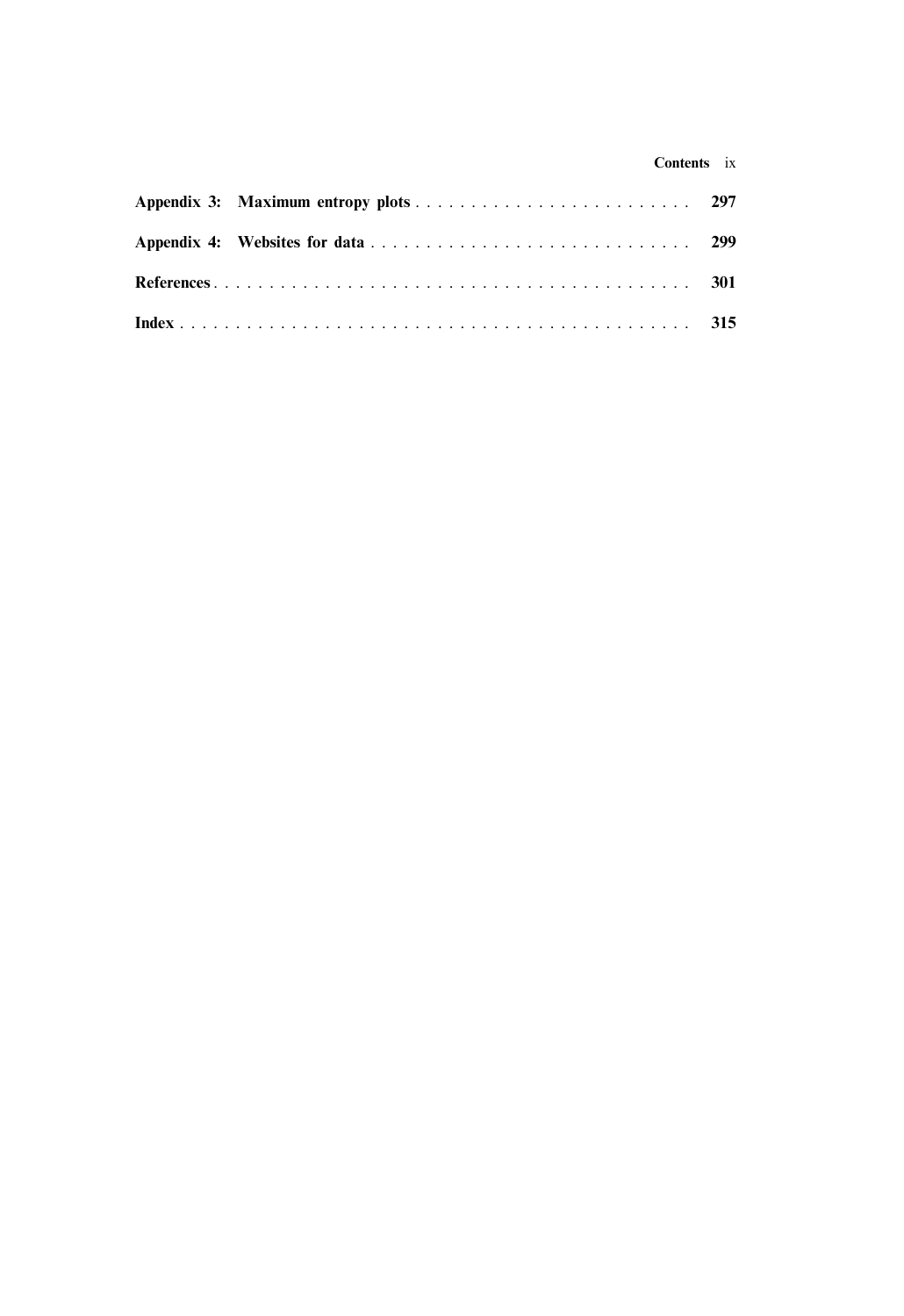**Appendix 3: Maximum entropy plots** . . . . . . . . . . . . . . . . . . . . . . . . . . 297

**Appendix 4: Websites for data** . . . . . . . . . . . . . . . . . . . . . . . . . . . . . 299

**References** . . . . . . . . . . . . . . . . . . . . . . . . . . . . . . . . . . . . . . . . . . 301

**Index** . . . . . . . . . . . . . . . . . . . . . . . . . . . . . . . . . . . . . . . . . . . . . 315